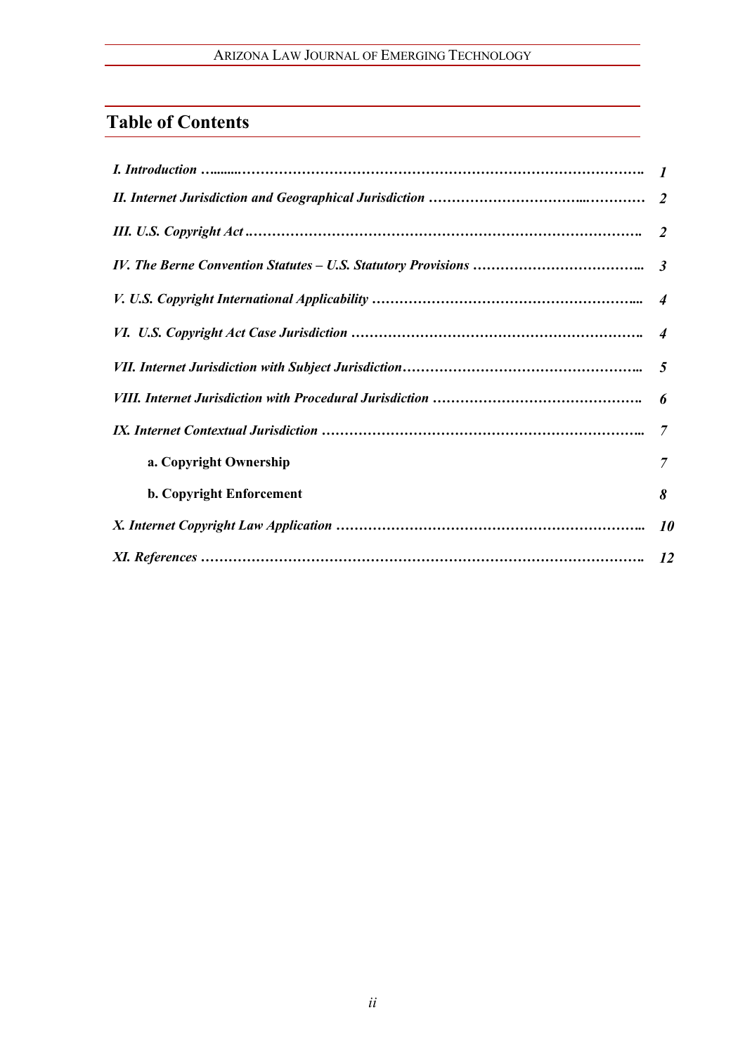## Table of Contents

| | |
|---|---|
| *I. Introduction* | *1* |
| *II. Internet Jurisdiction and Geographical Jurisdiction* | *2* |
| *III. U.S. Copyright Act* | *2* |
| *IV. The Berne Convention Statutes – U.S. Statutory Provisions* | *3* |
| *V. U.S. Copyright International Applicability* | *4* |
| *VI. U.S. Copyright Act Case Jurisdiction* | *4* |
| *VII. Internet Jurisdiction with Subject Jurisdiction* | *5* |
| *VIII. Internet Jurisdiction with Procedural Jurisdiction* | *6* |
| *IX. Internet Contextual Jurisdiction* | *7* |
| **a. Copyright Ownership** | *7* |
| **b. Copyright Enforcement** | *8* |
| *X. Internet Copyright Law Application* | *10* |
| *XI. References* | *12* |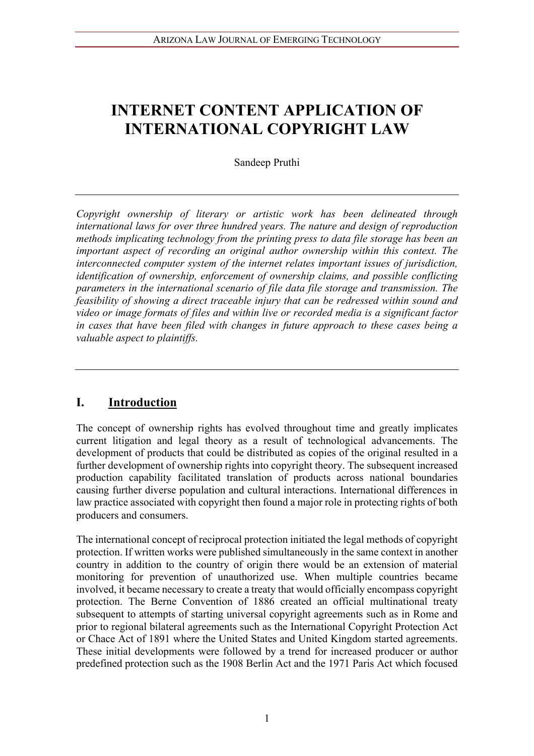# INTERNET CONTENT APPLICATION OF INTERNATIONAL COPYRIGHT LAW

Sandeep Pruthi

---

*Copyright ownership of literary or artistic work has been delineated through international laws for over three hundred years. The nature and design of reproduction methods implicating technology from the printing press to data file storage has been an important aspect of recording an original author ownership within this context. The interconnected computer system of the internet relates important issues of jurisdiction, identification of ownership, enforcement of ownership claims, and possible conflicting parameters in the international scenario of file data file storage and transmission. The feasibility of showing a direct traceable injury that can be redressed within sound and video or image formats of files and within live or recorded media is a significant factor in cases that have been filed with changes in future approach to these cases being a valuable aspect to plaintiffs.*

---

## I. Introduction

The concept of ownership rights has evolved throughout time and greatly implicates current litigation and legal theory as a result of technological advancements. The development of products that could be distributed as copies of the original resulted in a further development of ownership rights into copyright theory. The subsequent increased production capability facilitated translation of products across national boundaries causing further diverse population and cultural interactions. International differences in law practice associated with copyright then found a major role in protecting rights of both producers and consumers.

The international concept of reciprocal protection initiated the legal methods of copyright protection. If written works were published simultaneously in the same context in another country in addition to the country of origin there would be an extension of material monitoring for prevention of unauthorized use. When multiple countries became involved, it became necessary to create a treaty that would officially encompass copyright protection. The Berne Convention of 1886 created an official multinational treaty subsequent to attempts of starting universal copyright agreements such as in Rome and prior to regional bilateral agreements such as the International Copyright Protection Act or Chace Act of 1891 where the United States and United Kingdom started agreements. These initial developments were followed by a trend for increased producer or author predefined protection such as the 1908 Berlin Act and the 1971 Paris Act which focused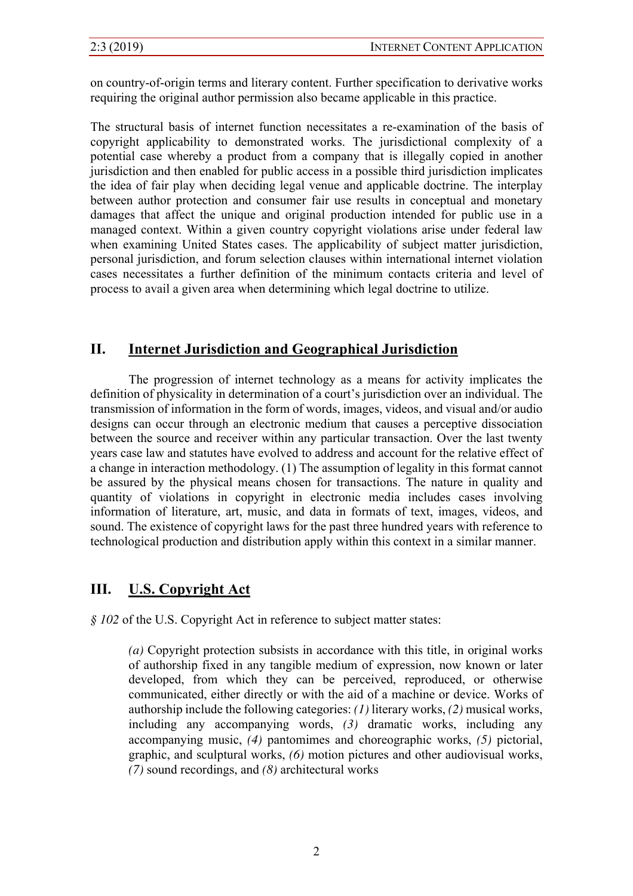on country-of-origin terms and literary content. Further specification to derivative works requiring the original author permission also became applicable in this practice.

The structural basis of internet function necessitates a re-examination of the basis of copyright applicability to demonstrated works. The jurisdictional complexity of a potential case whereby a product from a company that is illegally copied in another jurisdiction and then enabled for public access in a possible third jurisdiction implicates the idea of fair play when deciding legal venue and applicable doctrine. The interplay between author protection and consumer fair use results in conceptual and monetary damages that affect the unique and original production intended for public use in a managed context. Within a given country copyright violations arise under federal law when examining United States cases. The applicability of subject matter jurisdiction, personal jurisdiction, and forum selection clauses within international internet violation cases necessitates a further definition of the minimum contacts criteria and level of process to avail a given area when determining which legal doctrine to utilize.

## II. Internet Jurisdiction and Geographical Jurisdiction

The progression of internet technology as a means for activity implicates the definition of physicality in determination of a court's jurisdiction over an individual. The transmission of information in the form of words, images, videos, and visual and/or audio designs can occur through an electronic medium that causes a perceptive dissociation between the source and receiver within any particular transaction. Over the last twenty years case law and statutes have evolved to address and account for the relative effect of a change in interaction methodology. (1) The assumption of legality in this format cannot be assured by the physical means chosen for transactions. The nature in quality and quantity of violations in copyright in electronic media includes cases involving information of literature, art, music, and data in formats of text, images, videos, and sound. The existence of copyright laws for the past three hundred years with reference to technological production and distribution apply within this context in a similar manner.

## III. U.S. Copyright Act

*§ 102* of the U.S. Copyright Act in reference to subject matter states:

> *(a)* Copyright protection subsists in accordance with this title, in original works of authorship fixed in any tangible medium of expression, now known or later developed, from which they can be perceived, reproduced, or otherwise communicated, either directly or with the aid of a machine or device. Works of authorship include the following categories: *(1)* literary works, *(2)* musical works, including any accompanying words, *(3)* dramatic works, including any accompanying music, *(4)* pantomimes and choreographic works, *(5)* pictorial, graphic, and sculptural works, *(6)* motion pictures and other audiovisual works, *(7)* sound recordings, and *(8)* architectural works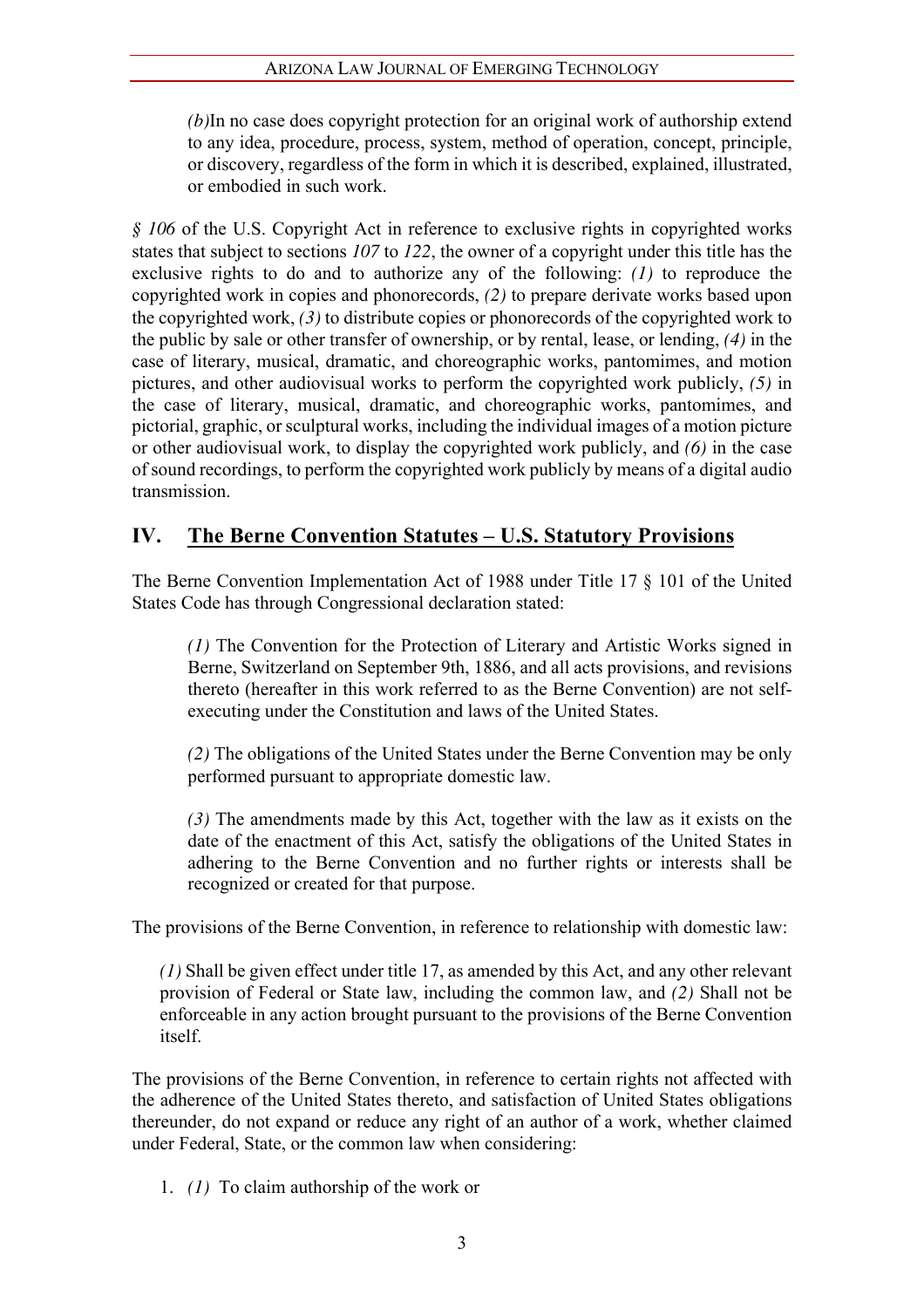*(b)*In no case does copyright protection for an original work of authorship extend to any idea, procedure, process, system, method of operation, concept, principle, or discovery, regardless of the form in which it is described, explained, illustrated, or embodied in such work.

*§ 106* of the U.S. Copyright Act in reference to exclusive rights in copyrighted works states that subject to sections *107* to *122*, the owner of a copyright under this title has the exclusive rights to do and to authorize any of the following: *(1)* to reproduce the copyrighted work in copies and phonorecords, *(2)* to prepare derivate works based upon the copyrighted work, *(3)* to distribute copies or phonorecords of the copyrighted work to the public by sale or other transfer of ownership, or by rental, lease, or lending, *(4)* in the case of literary, musical, dramatic, and choreographic works, pantomimes, and motion pictures, and other audiovisual works to perform the copyrighted work publicly, *(5)* in the case of literary, musical, dramatic, and choreographic works, pantomimes, and pictorial, graphic, or sculptural works, including the individual images of a motion picture or other audiovisual work, to display the copyrighted work publicly, and *(6)* in the case of sound recordings, to perform the copyrighted work publicly by means of a digital audio transmission.

## IV. The Berne Convention Statutes – U.S. Statutory Provisions

The Berne Convention Implementation Act of 1988 under Title 17 § 101 of the United States Code has through Congressional declaration stated:

> *(1)* The Convention for the Protection of Literary and Artistic Works signed in Berne, Switzerland on September 9th, 1886, and all acts provisions, and revisions thereto (hereafter in this work referred to as the Berne Convention) are not self-executing under the Constitution and laws of the United States.
>
> *(2)* The obligations of the United States under the Berne Convention may be only performed pursuant to appropriate domestic law.
>
> *(3)* The amendments made by this Act, together with the law as it exists on the date of the enactment of this Act, satisfy the obligations of the United States in adhering to the Berne Convention and no further rights or interests shall be recognized or created for that purpose.

The provisions of the Berne Convention, in reference to relationship with domestic law:

> *(1)* Shall be given effect under title 17, as amended by this Act, and any other relevant provision of Federal or State law, including the common law, and *(2)* Shall not be enforceable in any action brought pursuant to the provisions of the Berne Convention itself.

The provisions of the Berne Convention, in reference to certain rights not affected with the adherence of the United States thereto, and satisfaction of United States obligations thereunder, do not expand or reduce any right of an author of a work, whether claimed under Federal, State, or the common law when considering:

1. *(1)* To claim authorship of the work or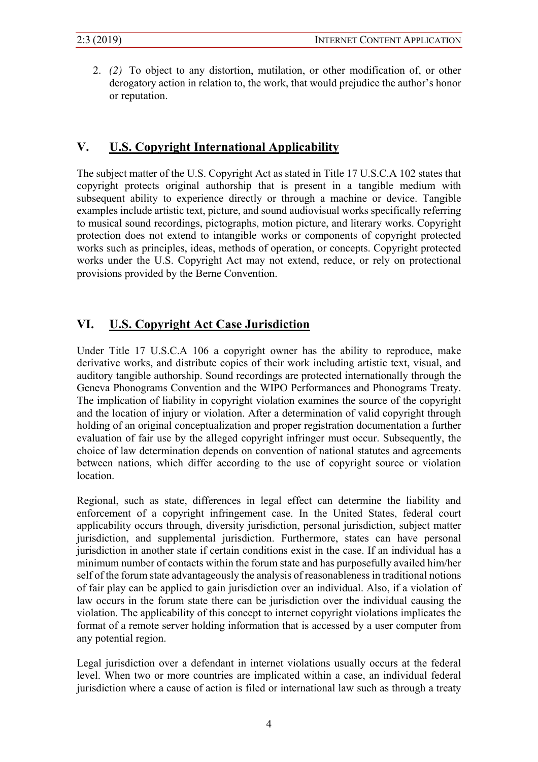2. *(2)* To object to any distortion, mutilation, or other modification of, or other derogatory action in relation to, the work, that would prejudice the author's honor or reputation.

## V. U.S. Copyright International Applicability

The subject matter of the U.S. Copyright Act as stated in Title 17 U.S.C.A 102 states that copyright protects original authorship that is present in a tangible medium with subsequent ability to experience directly or through a machine or device. Tangible examples include artistic text, picture, and sound audiovisual works specifically referring to musical sound recordings, pictographs, motion picture, and literary works. Copyright protection does not extend to intangible works or components of copyright protected works such as principles, ideas, methods of operation, or concepts. Copyright protected works under the U.S. Copyright Act may not extend, reduce, or rely on protectional provisions provided by the Berne Convention.

## VI. U.S. Copyright Act Case Jurisdiction

Under Title 17 U.S.C.A 106 a copyright owner has the ability to reproduce, make derivative works, and distribute copies of their work including artistic text, visual, and auditory tangible authorship. Sound recordings are protected internationally through the Geneva Phonograms Convention and the WIPO Performances and Phonograms Treaty. The implication of liability in copyright violation examines the source of the copyright and the location of injury or violation. After a determination of valid copyright through holding of an original conceptualization and proper registration documentation a further evaluation of fair use by the alleged copyright infringer must occur. Subsequently, the choice of law determination depends on convention of national statutes and agreements between nations, which differ according to the use of copyright source or violation location.

Regional, such as state, differences in legal effect can determine the liability and enforcement of a copyright infringement case. In the United States, federal court applicability occurs through, diversity jurisdiction, personal jurisdiction, subject matter jurisdiction, and supplemental jurisdiction. Furthermore, states can have personal jurisdiction in another state if certain conditions exist in the case. If an individual has a minimum number of contacts within the forum state and has purposefully availed him/her self of the forum state advantageously the analysis of reasonableness in traditional notions of fair play can be applied to gain jurisdiction over an individual. Also, if a violation of law occurs in the forum state there can be jurisdiction over the individual causing the violation. The applicability of this concept to internet copyright violations implicates the format of a remote server holding information that is accessed by a user computer from any potential region.

Legal jurisdiction over a defendant in internet violations usually occurs at the federal level. When two or more countries are implicated within a case, an individual federal jurisdiction where a cause of action is filed or international law such as through a treaty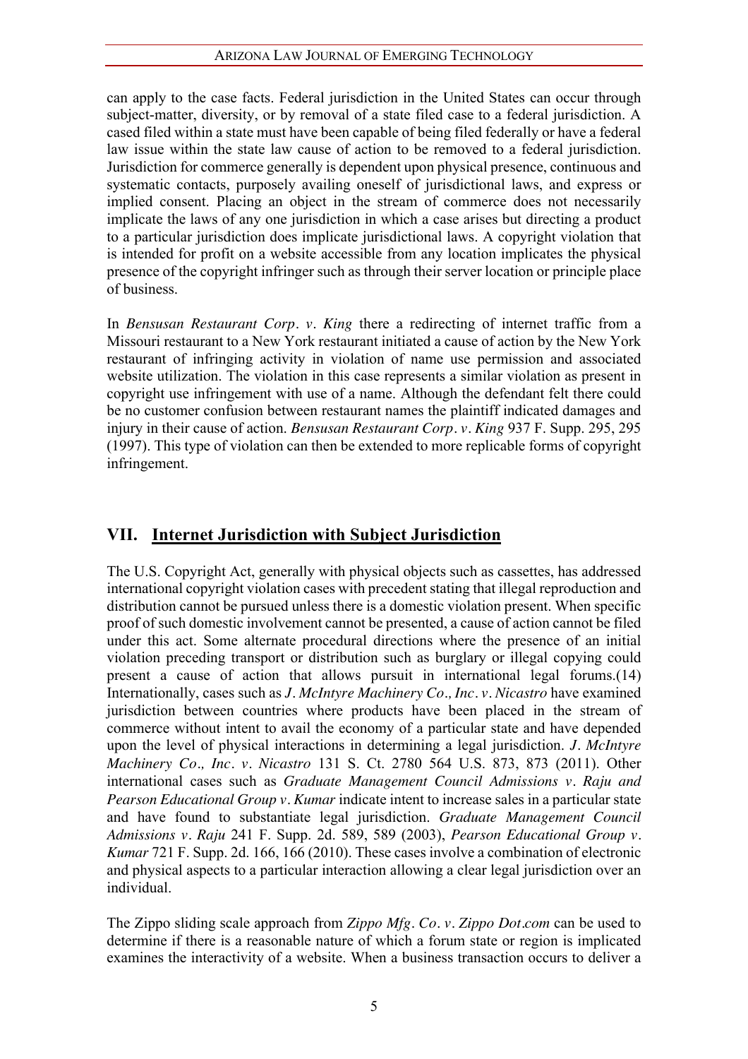can apply to the case facts. Federal jurisdiction in the United States can occur through subject-matter, diversity, or by removal of a state filed case to a federal jurisdiction. A cased filed within a state must have been capable of being filed federally or have a federal law issue within the state law cause of action to be removed to a federal jurisdiction. Jurisdiction for commerce generally is dependent upon physical presence, continuous and systematic contacts, purposely availing oneself of jurisdictional laws, and express or implied consent. Placing an object in the stream of commerce does not necessarily implicate the laws of any one jurisdiction in which a case arises but directing a product to a particular jurisdiction does implicate jurisdictional laws. A copyright violation that is intended for profit on a website accessible from any location implicates the physical presence of the copyright infringer such as through their server location or principle place of business.

In *Bensusan Restaurant Corp. v. King* there a redirecting of internet traffic from a Missouri restaurant to a New York restaurant initiated a cause of action by the New York restaurant of infringing activity in violation of name use permission and associated website utilization. The violation in this case represents a similar violation as present in copyright use infringement with use of a name. Although the defendant felt there could be no customer confusion between restaurant names the plaintiff indicated damages and injury in their cause of action. *Bensusan Restaurant Corp. v. King* 937 F. Supp. 295, 295 (1997). This type of violation can then be extended to more replicable forms of copyright infringement.

## VII. Internet Jurisdiction with Subject Jurisdiction

The U.S. Copyright Act, generally with physical objects such as cassettes, has addressed international copyright violation cases with precedent stating that illegal reproduction and distribution cannot be pursued unless there is a domestic violation present. When specific proof of such domestic involvement cannot be presented, a cause of action cannot be filed under this act. Some alternate procedural directions where the presence of an initial violation preceding transport or distribution such as burglary or illegal copying could present a cause of action that allows pursuit in international legal forums.(14) Internationally, cases such as *J. McIntyre Machinery Co., Inc. v. Nicastro* have examined jurisdiction between countries where products have been placed in the stream of commerce without intent to avail the economy of a particular state and have depended upon the level of physical interactions in determining a legal jurisdiction. *J. McIntyre Machinery Co., Inc. v. Nicastro* 131 S. Ct. 2780 564 U.S. 873, 873 (2011). Other international cases such as *Graduate Management Council Admissions v. Raju and Pearson Educational Group v. Kumar* indicate intent to increase sales in a particular state and have found to substantiate legal jurisdiction. *Graduate Management Council Admissions v. Raju* 241 F. Supp. 2d. 589, 589 (2003), *Pearson Educational Group v. Kumar* 721 F. Supp. 2d. 166, 166 (2010). These cases involve a combination of electronic and physical aspects to a particular interaction allowing a clear legal jurisdiction over an individual.

The Zippo sliding scale approach from *Zippo Mfg. Co. v. Zippo Dot.com* can be used to determine if there is a reasonable nature of which a forum state or region is implicated examines the interactivity of a website. When a business transaction occurs to deliver a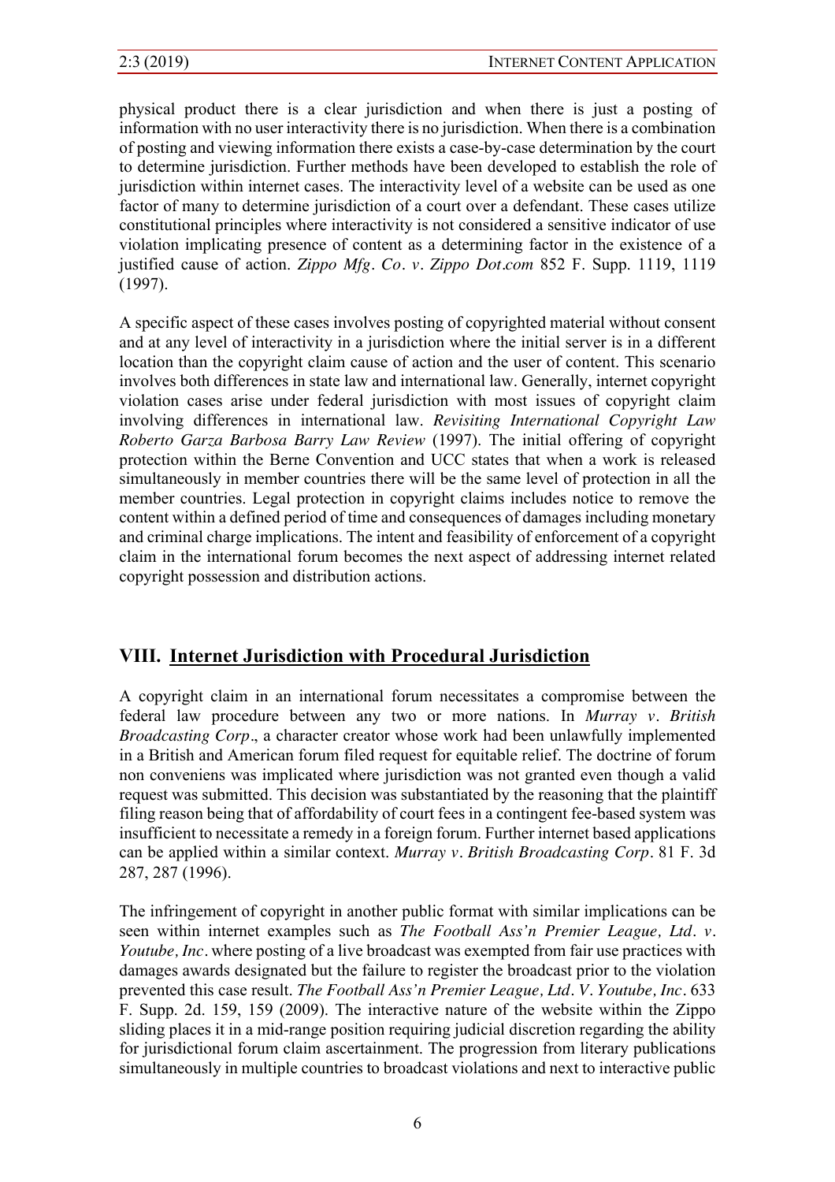physical product there is a clear jurisdiction and when there is just a posting of information with no user interactivity there is no jurisdiction. When there is a combination of posting and viewing information there exists a case-by-case determination by the court to determine jurisdiction. Further methods have been developed to establish the role of jurisdiction within internet cases. The interactivity level of a website can be used as one factor of many to determine jurisdiction of a court over a defendant. These cases utilize constitutional principles where interactivity is not considered a sensitive indicator of use violation implicating presence of content as a determining factor in the existence of a justified cause of action. *Zippo Mfg. Co. v. Zippo Dot.com* 852 F. Supp. 1119, 1119 (1997).

A specific aspect of these cases involves posting of copyrighted material without consent and at any level of interactivity in a jurisdiction where the initial server is in a different location than the copyright claim cause of action and the user of content. This scenario involves both differences in state law and international law. Generally, internet copyright violation cases arise under federal jurisdiction with most issues of copyright claim involving differences in international law. *Revisiting International Copyright Law Roberto Garza Barbosa Barry Law Review* (1997). The initial offering of copyright protection within the Berne Convention and UCC states that when a work is released simultaneously in member countries there will be the same level of protection in all the member countries. Legal protection in copyright claims includes notice to remove the content within a defined period of time and consequences of damages including monetary and criminal charge implications. The intent and feasibility of enforcement of a copyright claim in the international forum becomes the next aspect of addressing internet related copyright possession and distribution actions.

## VIII. <u>Internet Jurisdiction with Procedural Jurisdiction</u>

A copyright claim in an international forum necessitates a compromise between the federal law procedure between any two or more nations. In *Murray v. British Broadcasting Corp*., a character creator whose work had been unlawfully implemented in a British and American forum filed request for equitable relief. The doctrine of forum non conveniens was implicated where jurisdiction was not granted even though a valid request was submitted. This decision was substantiated by the reasoning that the plaintiff filing reason being that of affordability of court fees in a contingent fee-based system was insufficient to necessitate a remedy in a foreign forum. Further internet based applications can be applied within a similar context. *Murray v. British Broadcasting Corp.* 81 F. 3d 287, 287 (1996).

The infringement of copyright in another public format with similar implications can be seen within internet examples such as *The Football Ass'n Premier League, Ltd. v. Youtube, Inc.* where posting of a live broadcast was exempted from fair use practices with damages awards designated but the failure to register the broadcast prior to the violation prevented this case result. *The Football Ass'n Premier League, Ltd. V. Youtube, Inc.* 633 F. Supp. 2d. 159, 159 (2009). The interactive nature of the website within the Zippo sliding places it in a mid-range position requiring judicial discretion regarding the ability for jurisdictional forum claim ascertainment. The progression from literary publications simultaneously in multiple countries to broadcast violations and next to interactive public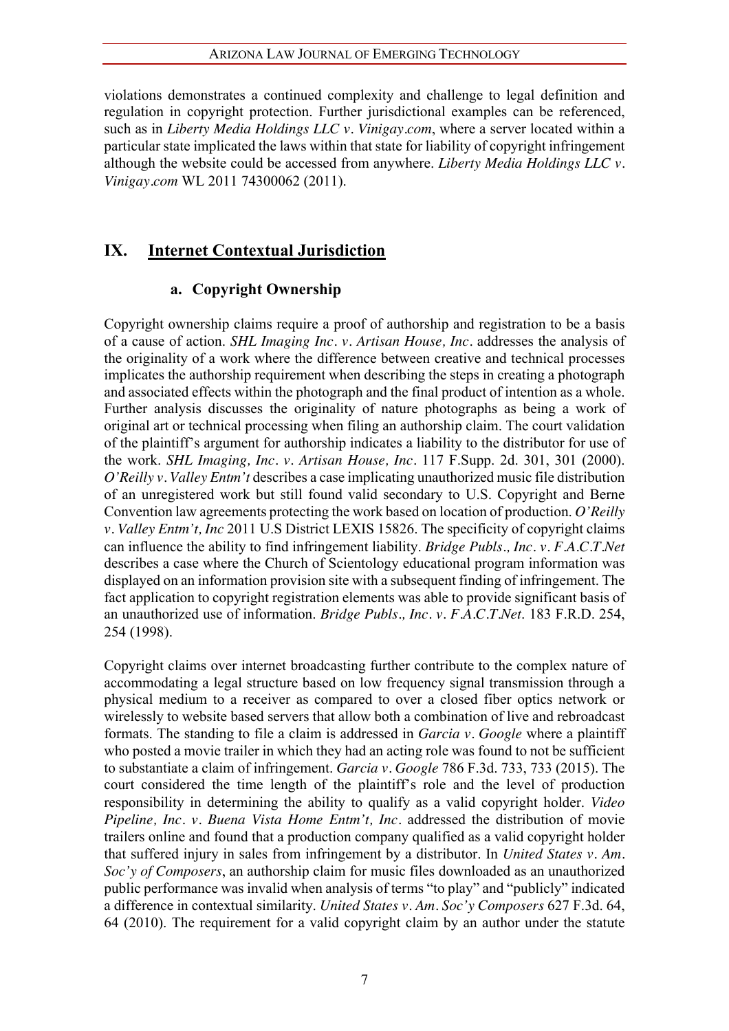violations demonstrates a continued complexity and challenge to legal definition and regulation in copyright protection. Further jurisdictional examples can be referenced, such as in *Liberty Media Holdings LLC v. Vinigay.com*, where a server located within a particular state implicated the laws within that state for liability of copyright infringement although the website could be accessed from anywhere. *Liberty Media Holdings LLC v. Vinigay.com* WL 2011 74300062 (2011).

## IX. Internet Contextual Jurisdiction

### a. Copyright Ownership

Copyright ownership claims require a proof of authorship and registration to be a basis of a cause of action. *SHL Imaging Inc. v. Artisan House, Inc*. addresses the analysis of the originality of a work where the difference between creative and technical processes implicates the authorship requirement when describing the steps in creating a photograph and associated effects within the photograph and the final product of intention as a whole. Further analysis discusses the originality of nature photographs as being a work of original art or technical processing when filing an authorship claim. The court validation of the plaintiff's argument for authorship indicates a liability to the distributor for use of the work. *SHL Imaging, Inc. v. Artisan House, Inc*. 117 F.Supp. 2d. 301, 301 (2000). *O'Reilly v. Valley Entm't* describes a case implicating unauthorized music file distribution of an unregistered work but still found valid secondary to U.S. Copyright and Berne Convention law agreements protecting the work based on location of production. *O'Reilly v. Valley Entm't, Inc* 2011 U.S District LEXIS 15826. The specificity of copyright claims can influence the ability to find infringement liability. *Bridge Publs., Inc. v. F.A.C.T.Net* describes a case where the Church of Scientology educational program information was displayed on an information provision site with a subsequent finding of infringement. The fact application to copyright registration elements was able to provide significant basis of an unauthorized use of information. *Bridge Publs., Inc. v. F.A.C.T.Net*. 183 F.R.D. 254, 254 (1998).

Copyright claims over internet broadcasting further contribute to the complex nature of accommodating a legal structure based on low frequency signal transmission through a physical medium to a receiver as compared to over a closed fiber optics network or wirelessly to website based servers that allow both a combination of live and rebroadcast formats. The standing to file a claim is addressed in *Garcia v. Google* where a plaintiff who posted a movie trailer in which they had an acting role was found to not be sufficient to substantiate a claim of infringement. *Garcia v. Google* 786 F.3d. 733, 733 (2015). The court considered the time length of the plaintiff's role and the level of production responsibility in determining the ability to qualify as a valid copyright holder. *Video Pipeline, Inc. v. Buena Vista Home Entm't, Inc*. addressed the distribution of movie trailers online and found that a production company qualified as a valid copyright holder that suffered injury in sales from infringement by a distributor. In *United States v. Am. Soc'y of Composers*, an authorship claim for music files downloaded as an unauthorized public performance was invalid when analysis of terms "to play" and "publicly" indicated a difference in contextual similarity. *United States v. Am. Soc'y Composers* 627 F.3d. 64, 64 (2010). The requirement for a valid copyright claim by an author under the statute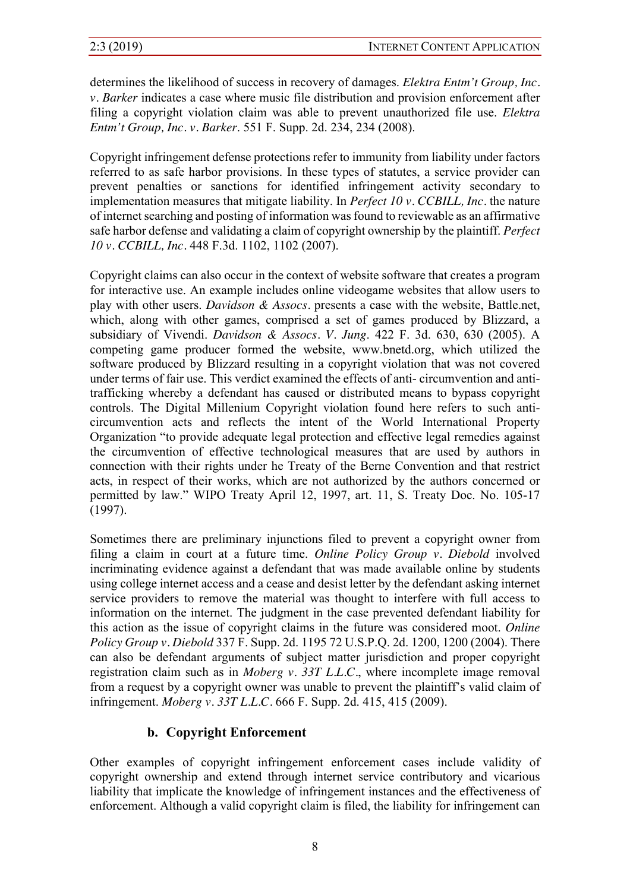determines the likelihood of success in recovery of damages. *Elektra Entm't Group, Inc. v. Barker* indicates a case where music file distribution and provision enforcement after filing a copyright violation claim was able to prevent unauthorized file use. *Elektra Entm't Group, Inc. v. Barker*. 551 F. Supp. 2d. 234, 234 (2008).

Copyright infringement defense protections refer to immunity from liability under factors referred to as safe harbor provisions. In these types of statutes, a service provider can prevent penalties or sanctions for identified infringement activity secondary to implementation measures that mitigate liability. In *Perfect 10 v. CCBILL, Inc.* the nature of internet searching and posting of information was found to reviewable as an affirmative safe harbor defense and validating a claim of copyright ownership by the plaintiff. *Perfect 10 v. CCBILL, Inc.* 448 F.3d. 1102, 1102 (2007).

Copyright claims can also occur in the context of website software that creates a program for interactive use. An example includes online videogame websites that allow users to play with other users. *Davidson & Assocs.* presents a case with the website, Battle.net, which, along with other games, comprised a set of games produced by Blizzard, a subsidiary of Vivendi. *Davidson & Assocs. V. Jung*. 422 F. 3d. 630, 630 (2005). A competing game producer formed the website, www.bnetd.org, which utilized the software produced by Blizzard resulting in a copyright violation that was not covered under terms of fair use. This verdict examined the effects of anti- circumvention and anti-trafficking whereby a defendant has caused or distributed means to bypass copyright controls. The Digital Millenium Copyright violation found here refers to such anti-circumvention acts and reflects the intent of the World International Property Organization "to provide adequate legal protection and effective legal remedies against the circumvention of effective technological measures that are used by authors in connection with their rights under he Treaty of the Berne Convention and that restrict acts, in respect of their works, which are not authorized by the authors concerned or permitted by law." WIPO Treaty April 12, 1997, art. 11, S. Treaty Doc. No. 105-17 (1997).

Sometimes there are preliminary injunctions filed to prevent a copyright owner from filing a claim in court at a future time. *Online Policy Group v. Diebold* involved incriminating evidence against a defendant that was made available online by students using college internet access and a cease and desist letter by the defendant asking internet service providers to remove the material was thought to interfere with full access to information on the internet. The judgment in the case prevented defendant liability for this action as the issue of copyright claims in the future was considered moot. *Online Policy Group v. Diebold* 337 F. Supp. 2d. 1195 72 U.S.P.Q. 2d. 1200, 1200 (2004). There can also be defendant arguments of subject matter jurisdiction and proper copyright registration claim such as in *Moberg v. 33T L.L.C.*, where incomplete image removal from a request by a copyright owner was unable to prevent the plaintiff's valid claim of infringement. *Moberg v. 33T L.L.C.* 666 F. Supp. 2d. 415, 415 (2009).

### b. Copyright Enforcement

Other examples of copyright infringement enforcement cases include validity of copyright ownership and extend through internet service contributory and vicarious liability that implicate the knowledge of infringement instances and the effectiveness of enforcement. Although a valid copyright claim is filed, the liability for infringement can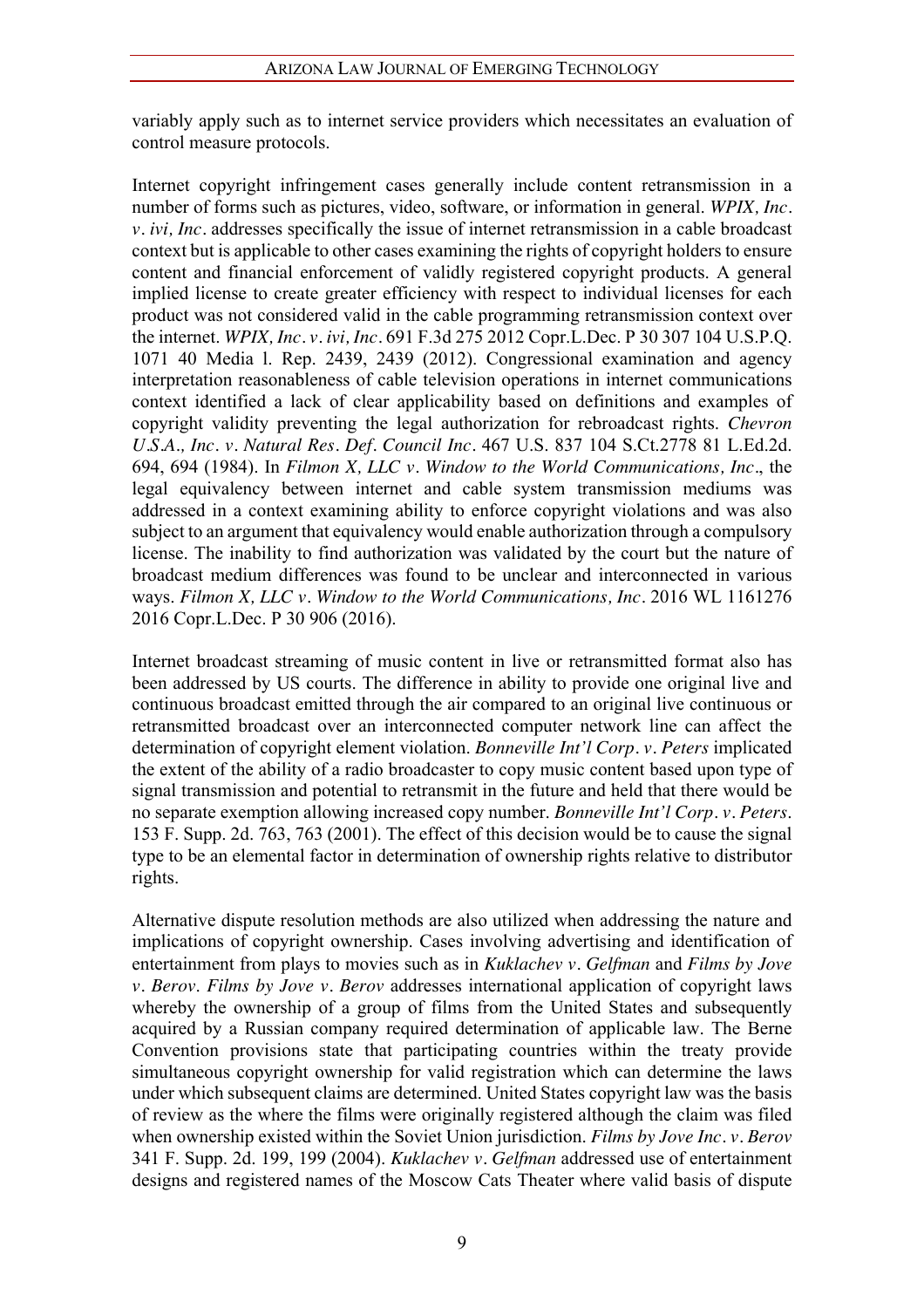variably apply such as to internet service providers which necessitates an evaluation of control measure protocols.

Internet copyright infringement cases generally include content retransmission in a number of forms such as pictures, video, software, or information in general. *WPIX, Inc. v. ivi, Inc.* addresses specifically the issue of internet retransmission in a cable broadcast context but is applicable to other cases examining the rights of copyright holders to ensure content and financial enforcement of validly registered copyright products. A general implied license to create greater efficiency with respect to individual licenses for each product was not considered valid in the cable programming retransmission context over the internet. *WPIX, Inc. v. ivi, Inc.* 691 F.3d 275 2012 Copr.L.Dec. P 30 307 104 U.S.P.Q. 1071 40 Media l. Rep. 2439, 2439 (2012). Congressional examination and agency interpretation reasonableness of cable television operations in internet communications context identified a lack of clear applicability based on definitions and examples of copyright validity preventing the legal authorization for rebroadcast rights. *Chevron U.S.A., Inc. v. Natural Res. Def. Council Inc.* 467 U.S. 837 104 S.Ct.2778 81 L.Ed.2d. 694, 694 (1984). In *Filmon X, LLC v. Window to the World Communications, Inc.*, the legal equivalency between internet and cable system transmission mediums was addressed in a context examining ability to enforce copyright violations and was also subject to an argument that equivalency would enable authorization through a compulsory license. The inability to find authorization was validated by the court but the nature of broadcast medium differences was found to be unclear and interconnected in various ways. *Filmon X, LLC v. Window to the World Communications, Inc.* 2016 WL 1161276 2016 Copr.L.Dec. P 30 906 (2016).

Internet broadcast streaming of music content in live or retransmitted format also has been addressed by US courts. The difference in ability to provide one original live and continuous broadcast emitted through the air compared to an original live continuous or retransmitted broadcast over an interconnected computer network line can affect the determination of copyright element violation. *Bonneville Int'l Corp. v. Peters* implicated the extent of the ability of a radio broadcaster to copy music content based upon type of signal transmission and potential to retransmit in the future and held that there would be no separate exemption allowing increased copy number. *Bonneville Int'l Corp. v. Peters.* 153 F. Supp. 2d. 763, 763 (2001). The effect of this decision would be to cause the signal type to be an elemental factor in determination of ownership rights relative to distributor rights.

Alternative dispute resolution methods are also utilized when addressing the nature and implications of copyright ownership. Cases involving advertising and identification of entertainment from plays to movies such as in *Kuklachev v. Gelfman* and *Films by Jove v. Berov*. *Films by Jove v. Berov* addresses international application of copyright laws whereby the ownership of a group of films from the United States and subsequently acquired by a Russian company required determination of applicable law. The Berne Convention provisions state that participating countries within the treaty provide simultaneous copyright ownership for valid registration which can determine the laws under which subsequent claims are determined. United States copyright law was the basis of review as the where the films were originally registered although the claim was filed when ownership existed within the Soviet Union jurisdiction. *Films by Jove Inc. v. Berov* 341 F. Supp. 2d. 199, 199 (2004). *Kuklachev v. Gelfman* addressed use of entertainment designs and registered names of the Moscow Cats Theater where valid basis of dispute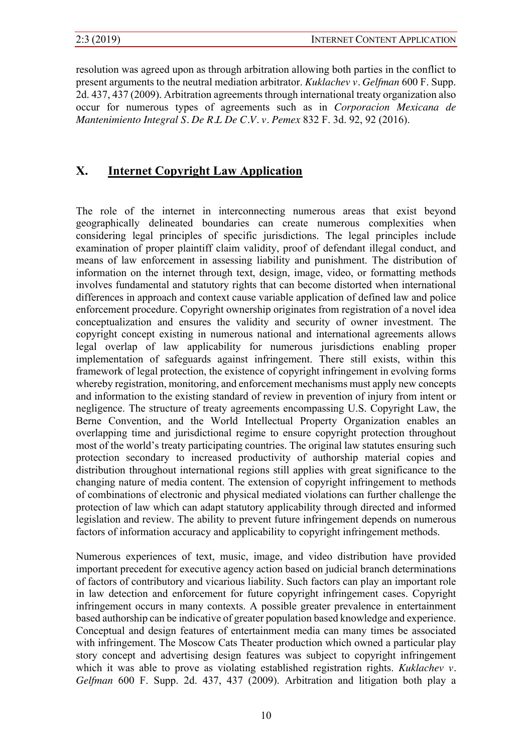resolution was agreed upon as through arbitration allowing both parties in the conflict to present arguments to the neutral mediation arbitrator. *Kuklachev v. Gelfman* 600 F. Supp. 2d. 437, 437 (2009). Arbitration agreements through international treaty organization also occur for numerous types of agreements such as in *Corporacion Mexicana de Mantenimiento Integral S. De R.L De C.V. v. Pemex* 832 F. 3d. 92, 92 (2016).

## X. Internet Copyright Law Application

The role of the internet in interconnecting numerous areas that exist beyond geographically delineated boundaries can create numerous complexities when considering legal principles of specific jurisdictions. The legal principles include examination of proper plaintiff claim validity, proof of defendant illegal conduct, and means of law enforcement in assessing liability and punishment. The distribution of information on the internet through text, design, image, video, or formatting methods involves fundamental and statutory rights that can become distorted when international differences in approach and context cause variable application of defined law and police enforcement procedure. Copyright ownership originates from registration of a novel idea conceptualization and ensures the validity and security of owner investment. The copyright concept existing in numerous national and international agreements allows legal overlap of law applicability for numerous jurisdictions enabling proper implementation of safeguards against infringement. There still exists, within this framework of legal protection, the existence of copyright infringement in evolving forms whereby registration, monitoring, and enforcement mechanisms must apply new concepts and information to the existing standard of review in prevention of injury from intent or negligence. The structure of treaty agreements encompassing U.S. Copyright Law, the Berne Convention, and the World Intellectual Property Organization enables an overlapping time and jurisdictional regime to ensure copyright protection throughout most of the world's treaty participating countries. The original law statutes ensuring such protection secondary to increased productivity of authorship material copies and distribution throughout international regions still applies with great significance to the changing nature of media content. The extension of copyright infringement to methods of combinations of electronic and physical mediated violations can further challenge the protection of law which can adapt statutory applicability through directed and informed legislation and review. The ability to prevent future infringement depends on numerous factors of information accuracy and applicability to copyright infringement methods.

Numerous experiences of text, music, image, and video distribution have provided important precedent for executive agency action based on judicial branch determinations of factors of contributory and vicarious liability. Such factors can play an important role in law detection and enforcement for future copyright infringement cases. Copyright infringement occurs in many contexts. A possible greater prevalence in entertainment based authorship can be indicative of greater population based knowledge and experience. Conceptual and design features of entertainment media can many times be associated with infringement. The Moscow Cats Theater production which owned a particular play story concept and advertising design features was subject to copyright infringement which it was able to prove as violating established registration rights. *Kuklachev v. Gelfman* 600 F. Supp. 2d. 437, 437 (2009). Arbitration and litigation both play a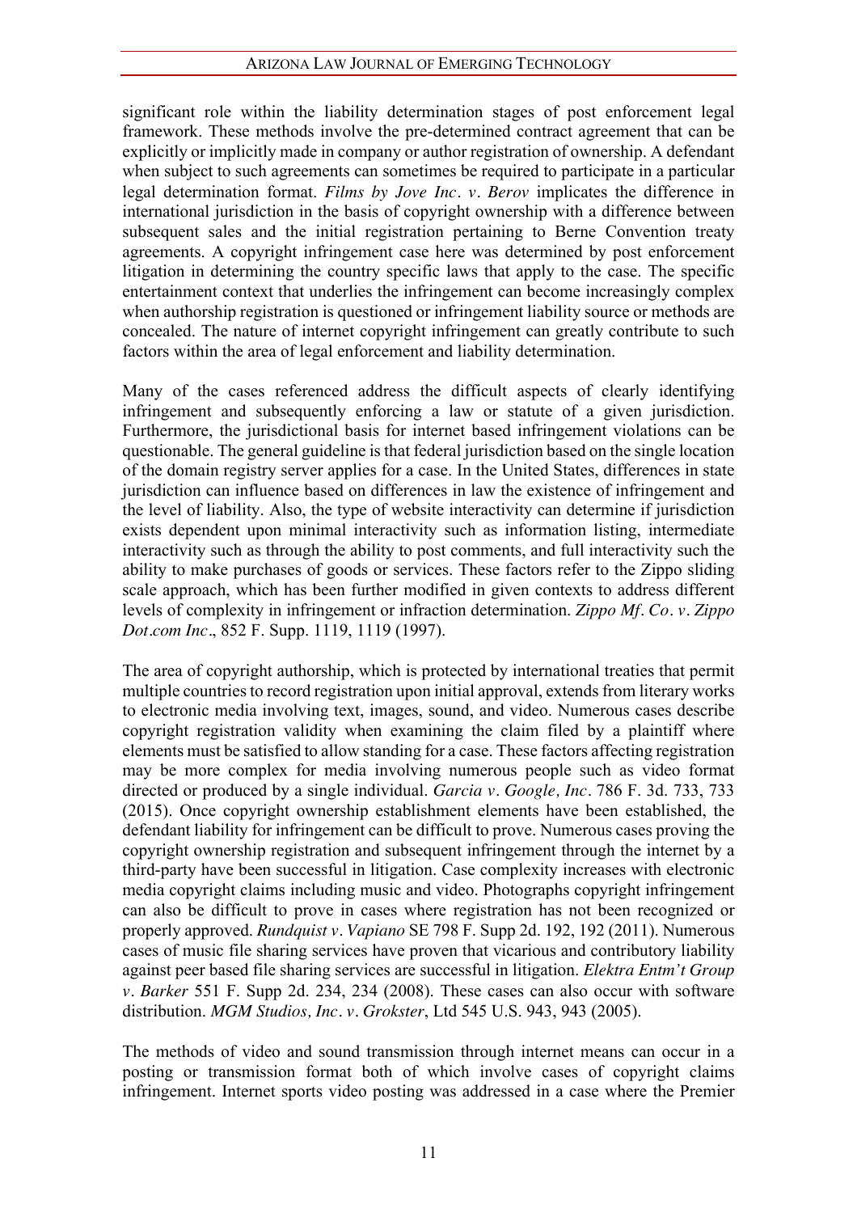significant role within the liability determination stages of post enforcement legal framework. These methods involve the pre-determined contract agreement that can be explicitly or implicitly made in company or author registration of ownership. A defendant when subject to such agreements can sometimes be required to participate in a particular legal determination format. *Films by Jove Inc. v. Berov* implicates the difference in international jurisdiction in the basis of copyright ownership with a difference between subsequent sales and the initial registration pertaining to Berne Convention treaty agreements. A copyright infringement case here was determined by post enforcement litigation in determining the country specific laws that apply to the case. The specific entertainment context that underlies the infringement can become increasingly complex when authorship registration is questioned or infringement liability source or methods are concealed. The nature of internet copyright infringement can greatly contribute to such factors within the area of legal enforcement and liability determination.

Many of the cases referenced address the difficult aspects of clearly identifying infringement and subsequently enforcing a law or statute of a given jurisdiction. Furthermore, the jurisdictional basis for internet based infringement violations can be questionable. The general guideline is that federal jurisdiction based on the single location of the domain registry server applies for a case. In the United States, differences in state jurisdiction can influence based on differences in law the existence of infringement and the level of liability. Also, the type of website interactivity can determine if jurisdiction exists dependent upon minimal interactivity such as information listing, intermediate interactivity such as through the ability to post comments, and full interactivity such the ability to make purchases of goods or services. These factors refer to the Zippo sliding scale approach, which has been further modified in given contexts to address different levels of complexity in infringement or infraction determination. *Zippo Mf. Co. v. Zippo Dot.com Inc.*, 852 F. Supp. 1119, 1119 (1997).

The area of copyright authorship, which is protected by international treaties that permit multiple countries to record registration upon initial approval, extends from literary works to electronic media involving text, images, sound, and video. Numerous cases describe copyright registration validity when examining the claim filed by a plaintiff where elements must be satisfied to allow standing for a case. These factors affecting registration may be more complex for media involving numerous people such as video format directed or produced by a single individual. *Garcia v. Google, Inc.* 786 F. 3d. 733, 733 (2015). Once copyright ownership establishment elements have been established, the defendant liability for infringement can be difficult to prove. Numerous cases proving the copyright ownership registration and subsequent infringement through the internet by a third-party have been successful in litigation. Case complexity increases with electronic media copyright claims including music and video. Photographs copyright infringement can also be difficult to prove in cases where registration has not been recognized or properly approved. *Rundquist v. Vapiano* SE 798 F. Supp 2d. 192, 192 (2011). Numerous cases of music file sharing services have proven that vicarious and contributory liability against peer based file sharing services are successful in litigation. *Elektra Entm't Group v. Barker* 551 F. Supp 2d. 234, 234 (2008). These cases can also occur with software distribution. *MGM Studios, Inc. v. Grokster*, Ltd 545 U.S. 943, 943 (2005).

The methods of video and sound transmission through internet means can occur in a posting or transmission format both of which involve cases of copyright claims infringement. Internet sports video posting was addressed in a case where the Premier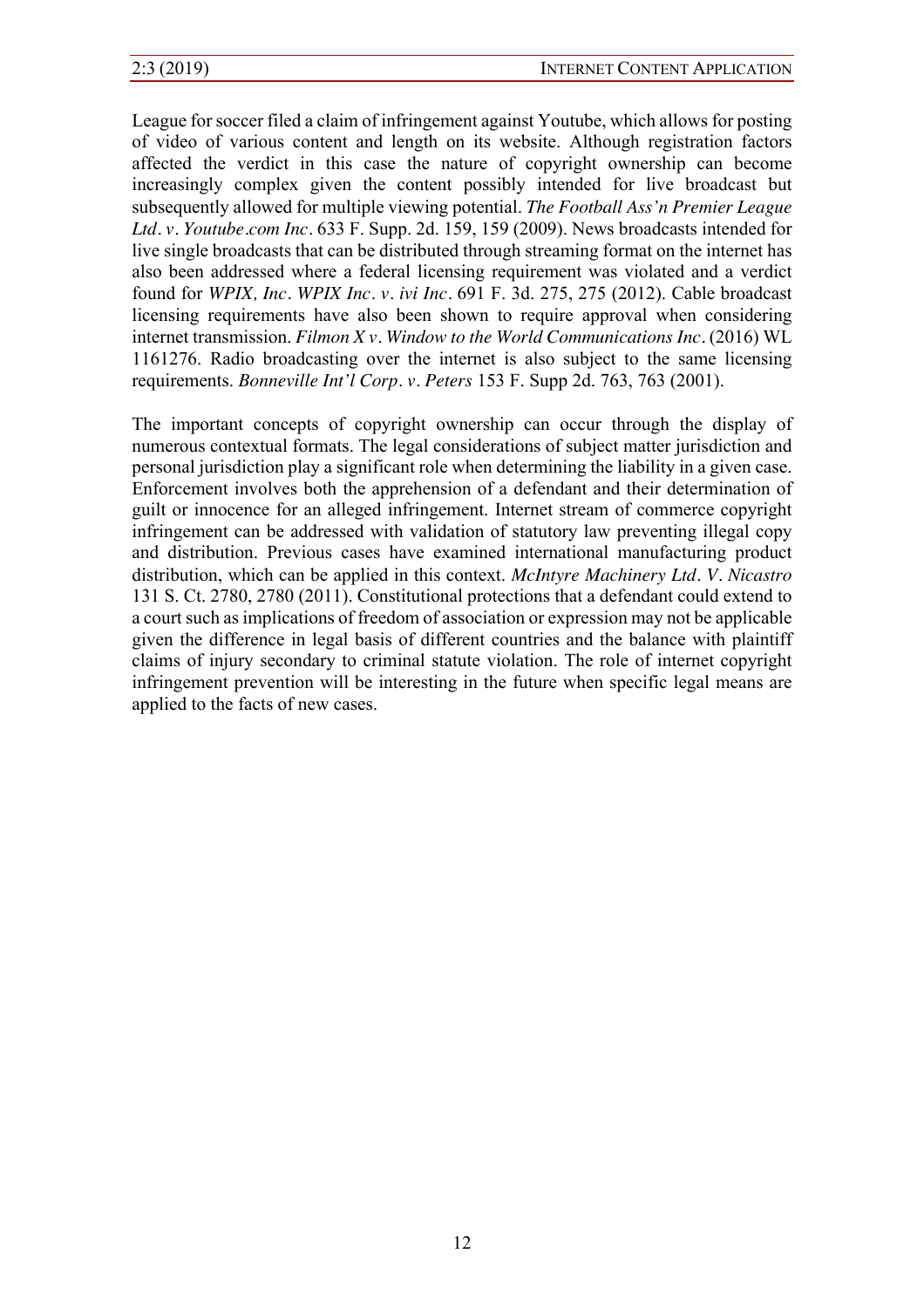League for soccer filed a claim of infringement against Youtube, which allows for posting of video of various content and length on its website. Although registration factors affected the verdict in this case the nature of copyright ownership can become increasingly complex given the content possibly intended for live broadcast but subsequently allowed for multiple viewing potential. *The Football Ass'n Premier League Ltd. v. Youtube.com Inc.* 633 F. Supp. 2d. 159, 159 (2009). News broadcasts intended for live single broadcasts that can be distributed through streaming format on the internet has also been addressed where a federal licensing requirement was violated and a verdict found for *WPIX, Inc. WPIX Inc. v. ivi Inc.* 691 F. 3d. 275, 275 (2012). Cable broadcast licensing requirements have also been shown to require approval when considering internet transmission. *Filmon X v. Window to the World Communications Inc.* (2016) WL 1161276. Radio broadcasting over the internet is also subject to the same licensing requirements. *Bonneville Int'l Corp. v. Peters* 153 F. Supp 2d. 763, 763 (2001).

The important concepts of copyright ownership can occur through the display of numerous contextual formats. The legal considerations of subject matter jurisdiction and personal jurisdiction play a significant role when determining the liability in a given case. Enforcement involves both the apprehension of a defendant and their determination of guilt or innocence for an alleged infringement. Internet stream of commerce copyright infringement can be addressed with validation of statutory law preventing illegal copy and distribution. Previous cases have examined international manufacturing product distribution, which can be applied in this context. *McIntyre Machinery Ltd. V. Nicastro* 131 S. Ct. 2780, 2780 (2011). Constitutional protections that a defendant could extend to a court such as implications of freedom of association or expression may not be applicable given the difference in legal basis of different countries and the balance with plaintiff claims of injury secondary to criminal statute violation. The role of internet copyright infringement prevention will be interesting in the future when specific legal means are applied to the facts of new cases.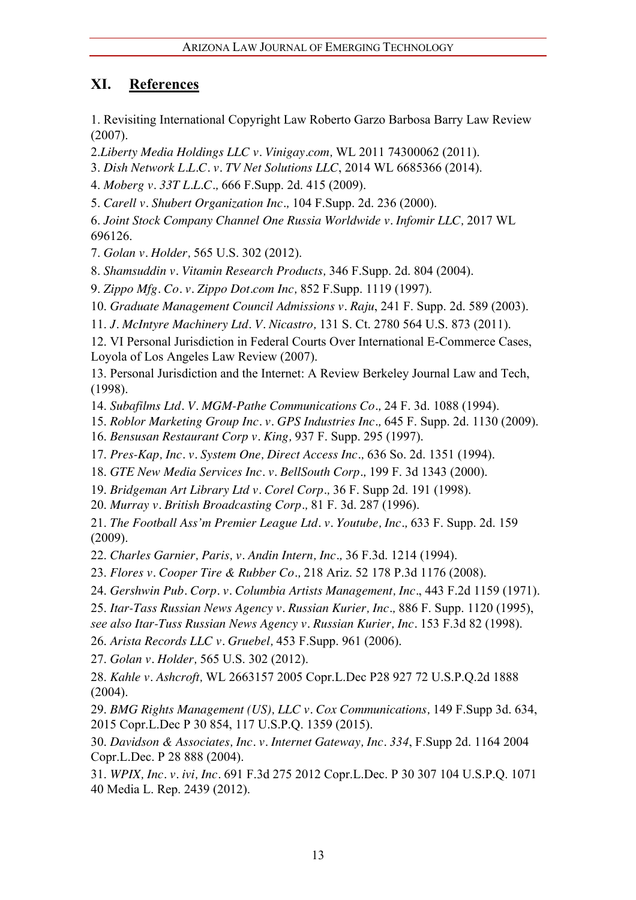## XI. References

1. Revisiting International Copyright Law Roberto Garzo Barbosa Barry Law Review (2007).

2.*Liberty Media Holdings LLC v. Vinigay.com,* WL 2011 74300062 (2011).

3. *Dish Network L.L.C. v. TV Net Solutions LLC*, 2014 WL 6685366 (2014).

4. *Moberg v. 33T L.L.C.,* 666 F.Supp. 2d. 415 (2009).

5. *Carell v. Shubert Organization Inc.,* 104 F.Supp. 2d. 236 (2000).

6. *Joint Stock Company Channel One Russia Worldwide v. Infomir LLC,* 2017 WL 696126.

7. *Golan v. Holder,* 565 U.S. 302 (2012).

8. *Shamsuddin v. Vitamin Research Products,* 346 F.Supp. 2d. 804 (2004).

9. *Zippo Mfg. Co. v. Zippo Dot.com Inc,* 852 F.Supp. 1119 (1997).

10. *Graduate Management Council Admissions v. Raju*, 241 F. Supp. 2d. 589 (2003).

11. *J. McIntyre Machinery Ltd. V. Nicastro,* 131 S. Ct. 2780 564 U.S. 873 (2011).

12. VI Personal Jurisdiction in Federal Courts Over International E-Commerce Cases, Loyola of Los Angeles Law Review (2007).

13. Personal Jurisdiction and the Internet: A Review Berkeley Journal Law and Tech, (1998).

14. *Subafilms Ltd. V. MGM-Pathe Communications Co.,* 24 F. 3d. 1088 (1994).

15. *Roblor Marketing Group Inc. v. GPS Industries Inc.,* 645 F. Supp. 2d. 1130 (2009).

16. *Bensusan Restaurant Corp v. King,* 937 F. Supp. 295 (1997).

17. *Pres-Kap, Inc. v. System One, Direct Access Inc.,* 636 So. 2d. 1351 (1994).

18. *GTE New Media Services Inc. v. BellSouth Corp.,* 199 F. 3d 1343 (2000).

19. *Bridgeman Art Library Ltd v. Corel Corp.,* 36 F. Supp 2d. 191 (1998).

20. *Murray v. British Broadcasting Corp.,* 81 F. 3d. 287 (1996).

21. *The Football Ass'm Premier League Ltd. v. Youtube, Inc.,* 633 F. Supp. 2d. 159 (2009).

22. *Charles Garnier, Paris, v. Andin Intern, Inc.,* 36 F.3d. 1214 (1994).

23. *Flores v. Cooper Tire & Rubber Co.,* 218 Ariz. 52 178 P.3d 1176 (2008).

24. *Gershwin Pub. Corp. v. Columbia Artists Management, Inc.*, 443 F.2d 1159 (1971).

25. *Itar-Tass Russian News Agency v. Russian Kurier, Inc.,* 886 F. Supp. 1120 (1995), *see also Itar-Tuss Russian News Agency v. Russian Kurier, Inc.* 153 F.3d 82 (1998).

26. *Arista Records LLC v. Gruebel,* 453 F.Supp. 961 (2006).

27. *Golan v. Holder,* 565 U.S. 302 (2012).

28. *Kahle v. Ashcroft,* WL 2663157 2005 Copr.L.Dec P28 927 72 U.S.P.Q.2d 1888 (2004).

29. *BMG Rights Management (US), LLC v. Cox Communications,* 149 F.Supp 3d. 634, 2015 Copr.L.Dec P 30 854, 117 U.S.P.Q. 1359 (2015).

30. *Davidson & Associates, Inc. v. Internet Gateway, Inc. 334*, F.Supp 2d. 1164 2004 Copr.L.Dec. P 28 888 (2004).

31. *WPIX, Inc. v. ivi, Inc.* 691 F.3d 275 2012 Copr.L.Dec. P 30 307 104 U.S.P.Q. 1071 40 Media L. Rep. 2439 (2012).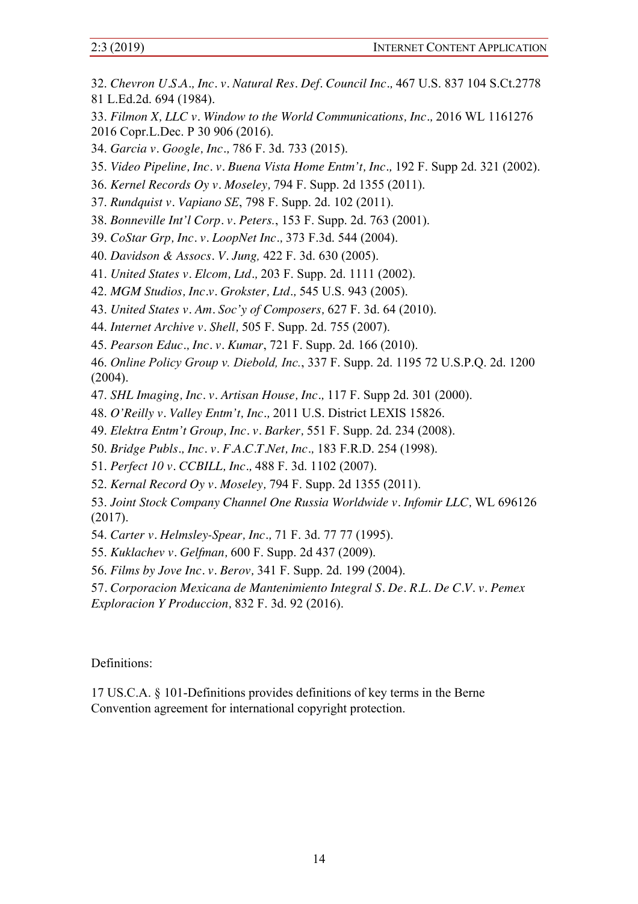32. *Chevron U.S.A., Inc. v. Natural Res. Def. Council Inc.,* 467 U.S. 837 104 S.Ct.2778 81 L.Ed.2d. 694 (1984).

33. *Filmon X, LLC v. Window to the World Communications, Inc.,* 2016 WL 1161276 2016 Copr.L.Dec. P 30 906 (2016).

34. *Garcia v. Google, Inc.,* 786 F. 3d. 733 (2015).

35. *Video Pipeline, Inc. v. Buena Vista Home Entm't, Inc.,* 192 F. Supp 2d. 321 (2002).

36. *Kernel Records Oy v. Moseley,* 794 F. Supp. 2d 1355 (2011).

37. *Rundquist v. Vapiano SE*, 798 F. Supp. 2d. 102 (2011).

38. *Bonneville Int'l Corp. v. Peters.*, 153 F. Supp. 2d. 763 (2001).

39. *CoStar Grp, Inc. v. LoopNet Inc.,* 373 F.3d. 544 (2004).

40. *Davidson & Assocs. V. Jung,* 422 F. 3d. 630 (2005).

41. *United States v. Elcom, Ltd.,* 203 F. Supp. 2d. 1111 (2002).

42. *MGM Studios, Inc.v. Grokster, Ltd.,* 545 U.S. 943 (2005).

43. *United States v. Am. Soc'y of Composers,* 627 F. 3d. 64 (2010).

44. *Internet Archive v. Shell,* 505 F. Supp. 2d. 755 (2007).

45. *Pearson Educ., Inc. v. Kumar*, 721 F. Supp. 2d. 166 (2010).

46. *Online Policy Group v. Diebold, Inc.*, 337 F. Supp. 2d. 1195 72 U.S.P.Q. 2d. 1200 (2004).

47. *SHL Imaging, Inc. v. Artisan House, Inc.,* 117 F. Supp 2d. 301 (2000).

48. *O'Reilly v. Valley Entm't, Inc.,* 2011 U.S. District LEXIS 15826.

49. *Elektra Entm't Group, Inc. v. Barker,* 551 F. Supp. 2d. 234 (2008).

50. *Bridge Publs., Inc. v. F.A.C.T.Net, Inc.,* 183 F.R.D. 254 (1998).

51. *Perfect 10 v. CCBILL, Inc.,* 488 F. 3d. 1102 (2007).

52. *Kernal Record Oy v. Moseley,* 794 F. Supp. 2d 1355 (2011).

53. *Joint Stock Company Channel One Russia Worldwide v. Infomir LLC,* WL 696126 (2017).

54. *Carter v. Helmsley-Spear, Inc.,* 71 F. 3d. 77 77 (1995).

55. *Kuklachev v. Gelfman,* 600 F. Supp. 2d 437 (2009).

56. *Films by Jove Inc. v. Berov,* 341 F. Supp. 2d. 199 (2004).

57. *Corporacion Mexicana de Mantenimiento Integral S. De. R.L. De C.V. v. Pemex Exploracion Y Produccion,* 832 F. 3d. 92 (2016).

Definitions:

17 US.C.A. § 101-Definitions provides definitions of key terms in the Berne Convention agreement for international copyright protection.